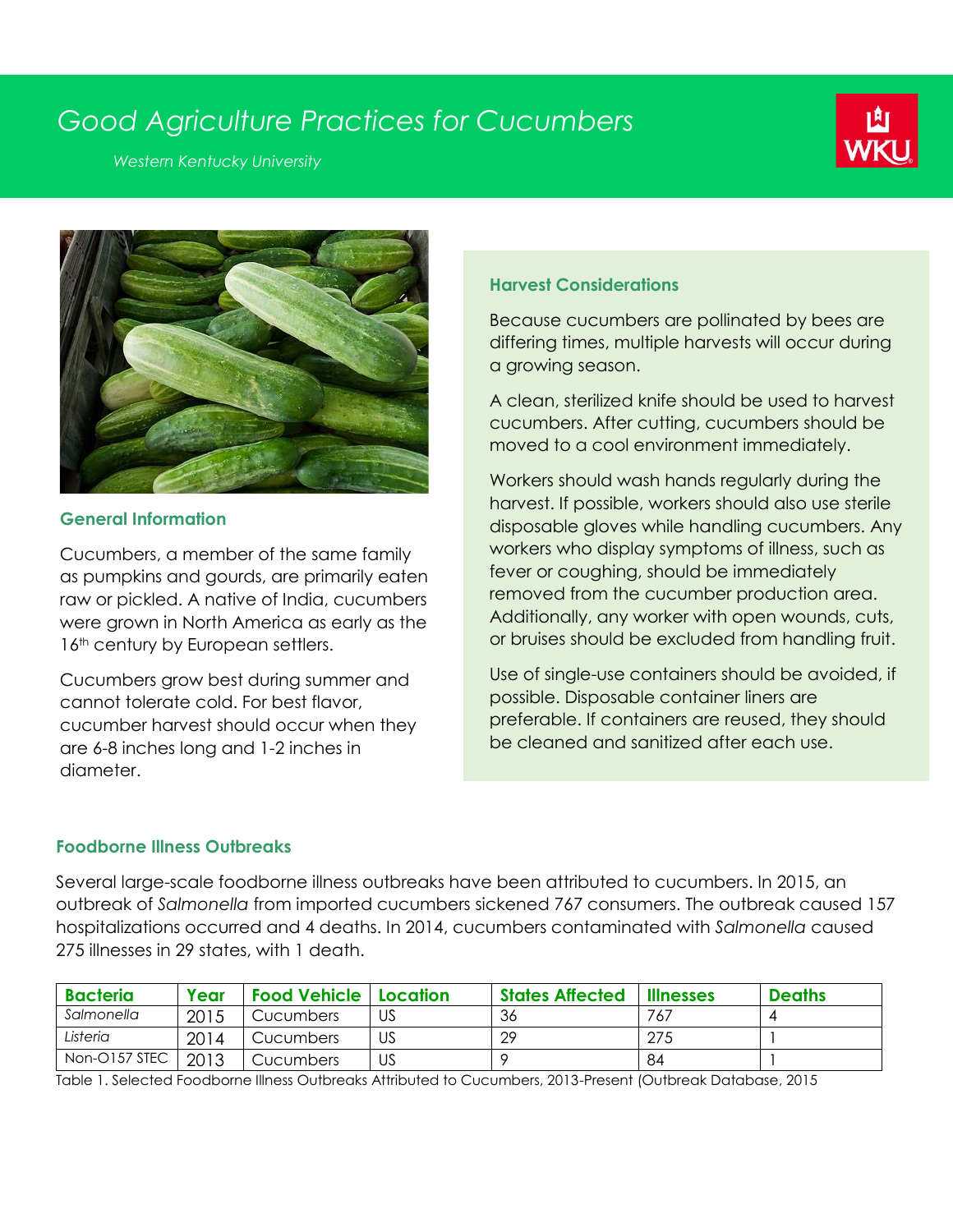# Good Agriculture Practices for Cucumbers

*Western Kentucky University*

## General Information

Cucumbers, a member of the same family as pumpkins and gourds, are primarily eaten raw or pickled. A native of India, cucumbers were grown in North America as early as the 16th century by European settlers.

Cucumbers grow best during summer and cannot tolerate cold. For best flavor, cucumber harvest should occur when they are 6-8 inches long and 1-2 inches in diameter.

## Harvest Considerations

Because cucumbers are pollinated by bees are differing times, multiple harvests will occur during a growing season.

A clean, sterilized knife should be used to harvest cucumbers. After cutting, cucumbers should be moved to a cool environment immediately.

Workers should wash hands regularly during the harvest. If possible, workers should also use sterile disposable gloves while handling cucumbers. Any workers who display symptoms of illness, such as fever or coughing, should be immediately removed from the cucumber production area. Additionally, any worker with open wounds, cuts, or bruises should be excluded from handling fruit.

Use of single-use containers should be avoided, if possible. Disposable container liners are preferable. If containers are reused, they should be cleaned and sanitized after each use.

## Foodborne Illness Outbreaks

Several large-scale foodborne illness outbreaks have been attributed to cucumbers. In 2015, an outbreak of *Salmonella* from imported cucumbers sickened 767 consumers. The outbreak caused 157 hospitalizations occurred and 4 deaths. In 2014, cucumbers contaminated with *Salmonella* caused 275 illnesses in 29 states, with 1 death.

| Bacteria | Year | Food Vehicle | Location | States Affected | Illnesses | Deaths |
|---|---|---|---|---|---|---|
| *Salmonella* | 2015 | Cucumbers | US | 36 | 767 | 4 |
| *Listeria* | 2014 | Cucumbers | US | 29 | 275 | 1 |
| Non-O157 STEC | 2013 | Cucumbers | US | 9 | 84 | 1 |

Table 1. Selected Foodborne Illness Outbreaks Attributed to Cucumbers, 2013-Present (Outbreak Database, 2015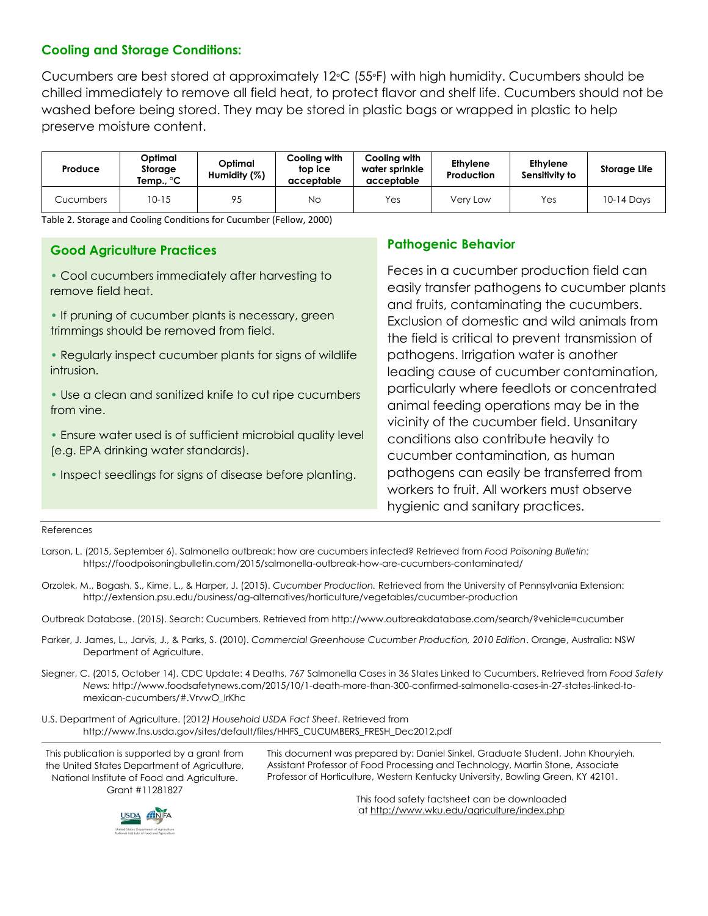## Cooling and Storage Conditions:

Cucumbers are best stored at approximately 12°C (55°F) with high humidity. Cucumbers should be chilled immediately to remove all field heat, to protect flavor and shelf life. Cucumbers should not be washed before being stored. They may be stored in plastic bags or wrapped in plastic to help preserve moisture content.

| Produce | Optimal Storage Temp., °C | Optimal Humidity (%) | Cooling with top ice acceptable | Cooling with water sprinkle acceptable | Ethylene Production | Ethylene Sensitivity to | Storage Life |
|---|---|---|---|---|---|---|---|
| Cucumbers | 10-15 | 95 | No | Yes | Very Low | Yes | 10-14 Days |

Table 2. Storage and Cooling Conditions for Cucumber (Fellow, 2000)

### Good Agriculture Practices

- Cool cucumbers immediately after harvesting to remove field heat.
- If pruning of cucumber plants is necessary, green trimmings should be removed from field.
- Regularly inspect cucumber plants for signs of wildlife intrusion.
- Use a clean and sanitized knife to cut ripe cucumbers from vine.
- Ensure water used is of sufficient microbial quality level (e.g. EPA drinking water standards).
- Inspect seedlings for signs of disease before planting.

### Pathogenic Behavior

Feces in a cucumber production field can easily transfer pathogens to cucumber plants and fruits, contaminating the cucumbers. Exclusion of domestic and wild animals from the field is critical to prevent transmission of pathogens. Irrigation water is another leading cause of cucumber contamination, particularly where feedlots or concentrated animal feeding operations may be in the vicinity of the cucumber field. Unsanitary conditions also contribute heavily to cucumber contamination, as human pathogens can easily be transferred from workers to fruit. All workers must observe hygienic and sanitary practices.

References

Larson, L. (2015, September 6). Salmonella outbreak: how are cucumbers infected? Retrieved from *Food Poisoning Bulletin:* https://foodpoisoningbulletin.com/2015/salmonella-outbreak-how-are-cucumbers-contaminated/

Orzolek, M., Bogash, S., Kime, L., & Harper, J. (2015). *Cucumber Production.* Retrieved from the University of Pennsylvania Extension: http://extension.psu.edu/business/ag-alternatives/horticulture/vegetables/cucumber-production

Outbreak Database. (2015). Search: Cucumbers. Retrieved from http://www.outbreakdatabase.com/search/?vehicle=cucumber

Parker, J. James, L., Jarvis, J., & Parks, S. (2010). *Commercial Greenhouse Cucumber Production, 2010 Edition*. Orange, Australia: NSW Department of Agriculture.

Siegner, C. (2015, October 14). CDC Update: 4 Deaths, 767 Salmonella Cases in 36 States Linked to Cucumbers. Retrieved from *Food Safety News:* http://www.foodsafetynews.com/2015/10/1-death-more-than-300-confirmed-salmonella-cases-in-27-states-linked-to-mexican-cucumbers/#.VrvwO_lrKhc

U.S. Department of Agriculture. (2012*) Household USDA Fact Sheet*. Retrieved from http://www.fns.usda.gov/sites/default/files/HHFS_CUCUMBERS_FRESH_Dec2012.pdf

This publication is supported by a grant from the United States Department of Agriculture, National Institute of Food and Agriculture. Grant #11281827

This document was prepared by: Daniel Sinkel, Graduate Student, John Khouryieh, Assistant Professor of Food Processing and Technology, Martin Stone, Associate Professor of Horticulture, Western Kentucky University, Bowling Green, KY 42101.

This food safety factsheet can be downloaded at http://www.wku.edu/agriculture/index.php